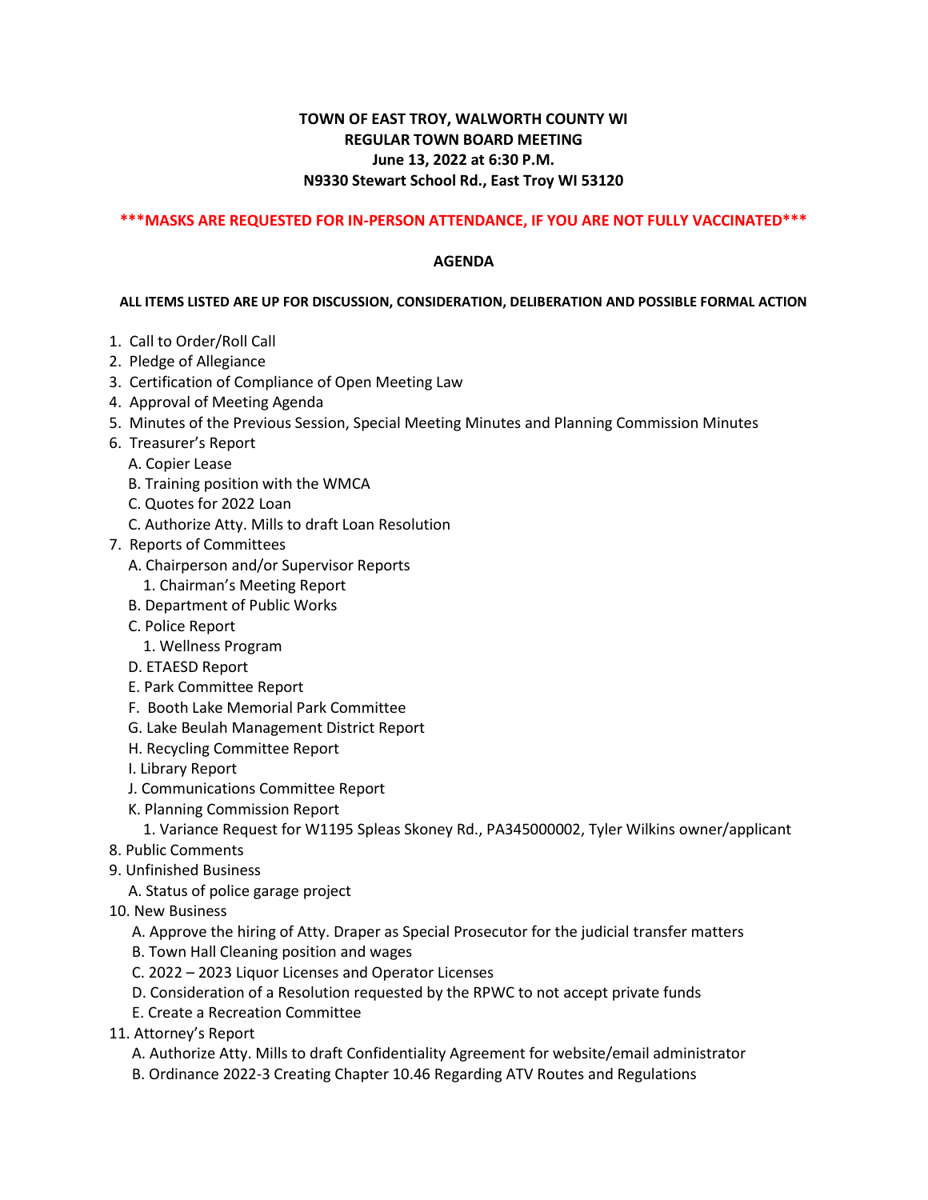**TOWN OF EAST TROY, WALWORTH COUNTY WI**
**REGULAR TOWN BOARD MEETING**
**June 13, 2022 at 6:30 P.M.**
**N9330 Stewart School Rd., East Troy WI 53120**

**\*\*\*MASKS ARE REQUESTED FOR IN-PERSON ATTENDANCE, IF YOU ARE NOT FULLY VACCINATED\*\*\***

## AGENDA

**ALL ITEMS LISTED ARE UP FOR DISCUSSION, CONSIDERATION, DELIBERATION AND POSSIBLE FORMAL ACTION**

1. Call to Order/Roll Call
2. Pledge of Allegiance
3. Certification of Compliance of Open Meeting Law
4. Approval of Meeting Agenda
5. Minutes of the Previous Session, Special Meeting Minutes and Planning Commission Minutes
6. Treasurer's Report
   - A. Copier Lease
   - B. Training position with the WMCA
   - C. Quotes for 2022 Loan
   - C. Authorize Atty. Mills to draft Loan Resolution
7. Reports of Committees
   - A. Chairperson and/or Supervisor Reports
     - 1. Chairman's Meeting Report
   - B. Department of Public Works
   - C. Police Report
     - 1. Wellness Program
   - D. ETAESD Report
   - E. Park Committee Report
   - F. Booth Lake Memorial Park Committee
   - G. Lake Beulah Management District Report
   - H. Recycling Committee Report
   - I. Library Report
   - J. Communications Committee Report
   - K. Planning Commission Report
     - 1. Variance Request for W1195 Spleas Skoney Rd., PA345000002, Tyler Wilkins owner/applicant
8. Public Comments
9. Unfinished Business
   - A. Status of police garage project
10. New Business
    - A. Approve the hiring of Atty. Draper as Special Prosecutor for the judicial transfer matters
    - B. Town Hall Cleaning position and wages
    - C. 2022 – 2023 Liquor Licenses and Operator Licenses
    - D. Consideration of a Resolution requested by the RPWC to not accept private funds
    - E. Create a Recreation Committee
11. Attorney's Report
    - A. Authorize Atty. Mills to draft Confidentiality Agreement for website/email administrator
    - B. Ordinance 2022-3 Creating Chapter 10.46 Regarding ATV Routes and Regulations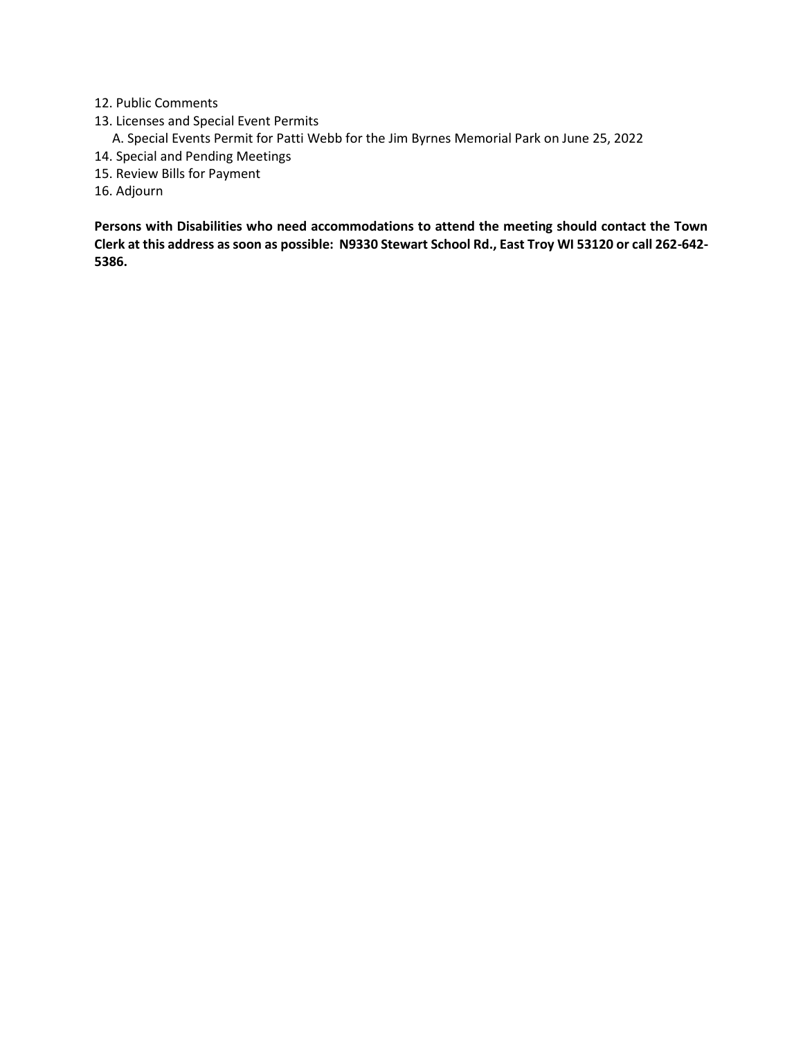12. Public Comments
13. Licenses and Special Event Permits
    A. Special Events Permit for Patti Webb for the Jim Byrnes Memorial Park on June 25, 2022
14. Special and Pending Meetings
15. Review Bills for Payment
16. Adjourn

**Persons with Disabilities who need accommodations to attend the meeting should contact the Town Clerk at this address as soon as possible: N9330 Stewart School Rd., East Troy WI 53120 or call 262-642-5386.**